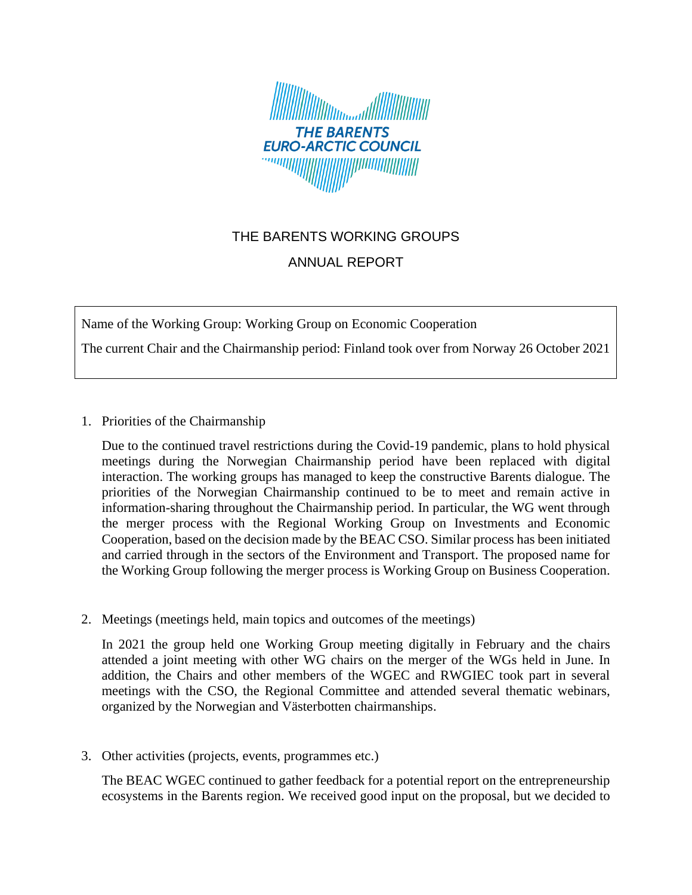THE BARENTS EURO-ARCTIC COUNCIL

# THE BARENTS WORKING GROUPS

# ANNUAL REPORT

Name of the Working Group: Working Group on Economic Cooperation

The current Chair and the Chairmanship period: Finland took over from Norway 26 October 2021

1. Priorities of the Chairmanship

   Due to the continued travel restrictions during the Covid-19 pandemic, plans to hold physical meetings during the Norwegian Chairmanship period have been replaced with digital interaction. The working groups has managed to keep the constructive Barents dialogue. The priorities of the Norwegian Chairmanship continued to be to meet and remain active in information-sharing throughout the Chairmanship period. In particular, the WG went through the merger process with the Regional Working Group on Investments and Economic Cooperation, based on the decision made by the BEAC CSO. Similar process has been initiated and carried through in the sectors of the Environment and Transport. The proposed name for the Working Group following the merger process is Working Group on Business Cooperation.

2. Meetings (meetings held, main topics and outcomes of the meetings)

   In 2021 the group held one Working Group meeting digitally in February and the chairs attended a joint meeting with other WG chairs on the merger of the WGs held in June. In addition, the Chairs and other members of the WGEC and RWGIEC took part in several meetings with the CSO, the Regional Committee and attended several thematic webinars, organized by the Norwegian and Västerbotten chairmanships.

3. Other activities (projects, events, programmes etc.)

   The BEAC WGEC continued to gather feedback for a potential report on the entrepreneurship ecosystems in the Barents region. We received good input on the proposal, but we decided to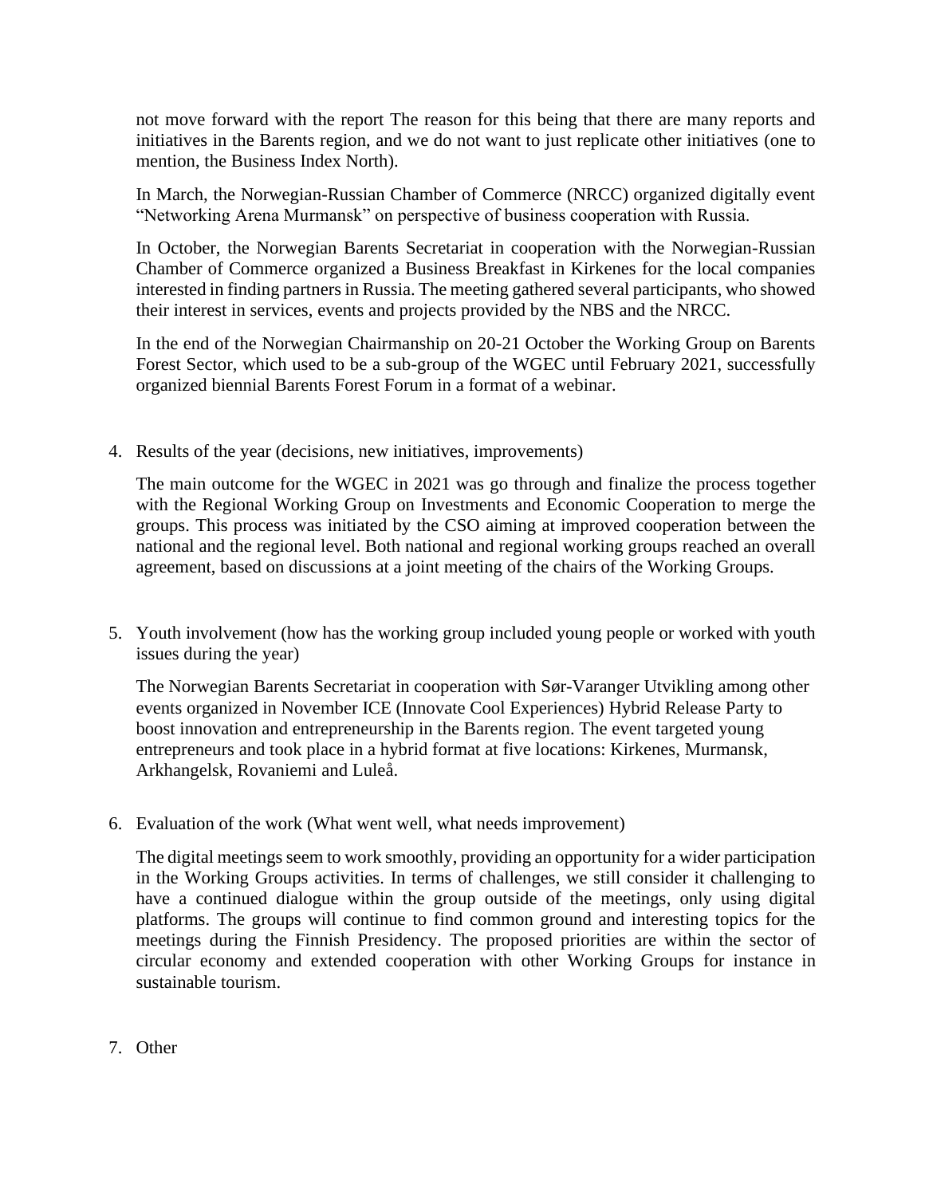not move forward with the report The reason for this being that there are many reports and initiatives in the Barents region, and we do not want to just replicate other initiatives (one to mention, the Business Index North).

In March, the Norwegian-Russian Chamber of Commerce (NRCC) organized digitally event "Networking Arena Murmansk" on perspective of business cooperation with Russia.

In October, the Norwegian Barents Secretariat in cooperation with the Norwegian-Russian Chamber of Commerce organized a Business Breakfast in Kirkenes for the local companies interested in finding partners in Russia. The meeting gathered several participants, who showed their interest in services, events and projects provided by the NBS and the NRCC.

In the end of the Norwegian Chairmanship on 20-21 October the Working Group on Barents Forest Sector, which used to be a sub-group of the WGEC until February 2021, successfully organized biennial Barents Forest Forum in a format of a webinar.

4. Results of the year (decisions, new initiatives, improvements)

   The main outcome for the WGEC in 2021 was go through and finalize the process together with the Regional Working Group on Investments and Economic Cooperation to merge the groups. This process was initiated by the CSO aiming at improved cooperation between the national and the regional level. Both national and regional working groups reached an overall agreement, based on discussions at a joint meeting of the chairs of the Working Groups.

5. Youth involvement (how has the working group included young people or worked with youth issues during the year)

   The Norwegian Barents Secretariat in cooperation with Sør-Varanger Utvikling among other events organized in November ICE (Innovate Cool Experiences) Hybrid Release Party to boost innovation and entrepreneurship in the Barents region. The event targeted young entrepreneurs and took place in a hybrid format at five locations: Kirkenes, Murmansk, Arkhangelsk, Rovaniemi and Luleå.

6. Evaluation of the work (What went well, what needs improvement)

   The digital meetings seem to work smoothly, providing an opportunity for a wider participation in the Working Groups activities. In terms of challenges, we still consider it challenging to have a continued dialogue within the group outside of the meetings, only using digital platforms. The groups will continue to find common ground and interesting topics for the meetings during the Finnish Presidency. The proposed priorities are within the sector of circular economy and extended cooperation with other Working Groups for instance in sustainable tourism.

7. Other